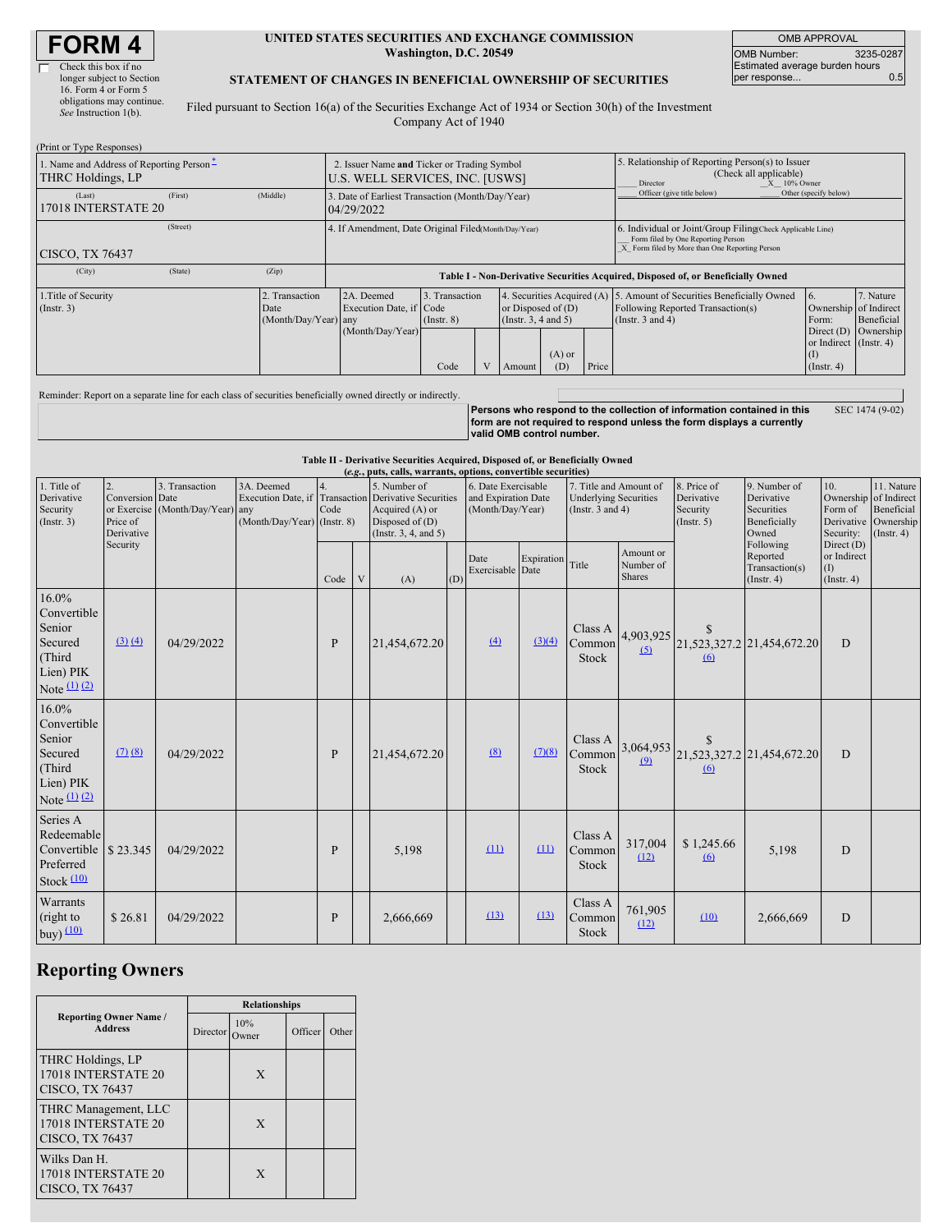# FORM 4

☐ Check this box if no longer subject to Section 16. Form 4 or Form 5 obligations may continue. *See* Instruction 1(b).

**UNITED STATES SECURITIES AND EXCHANGE COMMISSION**
**Washington, D.C. 20549**

**STATEMENT OF CHANGES IN BENEFICIAL OWNERSHIP OF SECURITIES**

Filed pursuant to Section 16(a) of the Securities Exchange Act of 1934 or Section 30(h) of the Investment Company Act of 1940

| OMB APPROVAL | |
|---|---|
| OMB Number: | 3235-0287 |
| Estimated average burden hours per response... | 0.5 |

(Print or Type Responses)

| 1. Name and Address of Reporting Person * | 2. Issuer Name and Ticker or Trading Symbol | 5. Relationship of Reporting Person(s) to Issuer (Check all applicable) |
|---|---|---|
| THRC Holdings, LP | U.S. WELL SERVICES, INC. [USWS] | ___ Director _X_ 10% Owner ___ Officer (give title below) ___ Other (specify below) |
| (Last) (First) (Middle) 17018 INTERSTATE 20 | 3. Date of Earliest Transaction (Month/Day/Year) 04/29/2022 | |
| (Street) CISCO, TX 76437 | 4. If Amendment, Date Original Filed (Month/Day/Year) | 6. Individual or Joint/Group Filing (Check Applicable Line) ___ Form filed by One Reporting Person _X_ Form filed by More than One Reporting Person |
| (City) (State) (Zip) | | |

**Table I - Non-Derivative Securities Acquired, Disposed of, or Beneficially Owned**

| 1.Title of Security (Instr. 3) | 2. Transaction Date (Month/Day/Year) | 2A. Deemed Execution Date, if any (Month/Day/Year) | 3. Transaction Code (Instr. 8) | | 4. Securities Acquired (A) or Disposed of (D) (Instr. 3, 4 and 5) | | | 5. Amount of Securities Beneficially Owned Following Reported Transaction(s) (Instr. 3 and 4) | 6. Ownership Form: Direct (D) or Indirect (I) (Instr. 4) | 7. Nature of Indirect Beneficial Ownership (Instr. 4) |
|---|---|---|---|---|---|---|---|---|---|---|
| | | | Code | V | Amount | (A) or (D) | Price | | | |

Reminder: Report on a separate line for each class of securities beneficially owned directly or indirectly.

**Persons who respond to the collection of information contained in this form are not required to respond unless the form displays a currently valid OMB control number.**

SEC 1474 (9-02)

**Table II - Derivative Securities Acquired, Disposed of, or Beneficially Owned**
***(e.g., puts, calls, warrants, options, convertible securities)***

| 1. Title of Derivative Security (Instr. 3) | 2. Conversion or Exercise Price of Derivative Security | 3. Transaction Date (Month/Day/Year) | 3A. Deemed Execution Date, if any (Month/Day/Year) | 4. Transaction Code (Instr. 8) | | 5. Number of Derivative Securities Acquired (A) or Disposed of (D) (Instr. 3, 4, and 5) | | 6. Date Exercisable and Expiration Date (Month/Day/Year) | | 7. Title and Amount of Underlying Securities (Instr. 3 and 4) | | 8. Price of Derivative Security (Instr. 5) | 9. Number of Derivative Securities Beneficially Owned Following Reported Transaction(s) (Instr. 4) | 10. Ownership Form of Derivative Security: Direct (D) or Indirect (I) (Instr. 4) | 11. Nature of Indirect Beneficial Ownership (Instr. 4) |
|---|---|---|---|---|---|---|---|---|---|---|---|---|---|---|---|
| | | | | Code | V | (A) | (D) | Date Exercisable | Expiration Date | Title | Amount or Number of Shares | | | | |
| 16.0% Convertible Senior Secured (Third Lien) PIK Note (1) (2) | (3) (4) | 04/29/2022 | | P | | 21,454,672.20 | | (4) | (3)(4) | Class A Common Stock | 4,903,925 (5) | $ 21,523,327.2 (6) | 21,454,672.20 | D | |
| 16.0% Convertible Senior Secured (Third Lien) PIK Note (1) (2) | (7) (8) | 04/29/2022 | | P | | 21,454,672.20 | | (8) | (7)(8) | Class A Common Stock | 3,064,953 (9) | $ 21,523,327.2 (6) | 21,454,672.20 | D | |
| Series A Redeemable Convertible Preferred Stock (10) | $ 23.345 | 04/29/2022 | | P | | 5,198 | | (11) | (11) | Class A Common Stock | 317,004 (12) | $ 1,245.66 (6) | 5,198 | D | |
| Warrants (right to buy) (10) | $ 26.81 | 04/29/2022 | | P | | 2,666,669 | | (13) | (13) | Class A Common Stock | 761,905 (12) | (10) | 2,666,669 | D | |

## Reporting Owners

| Reporting Owner Name / Address | Relationships | | | |
|---|---|---|---|---|
| | Director | 10% Owner | Officer | Other |
| THRC Holdings, LP 17018 INTERSTATE 20 CISCO, TX 76437 | | X | | |
| THRC Management, LLC 17018 INTERSTATE 20 CISCO, TX 76437 | | X | | |
| Wilks Dan H. 17018 INTERSTATE 20 CISCO, TX 76437 | | X | | |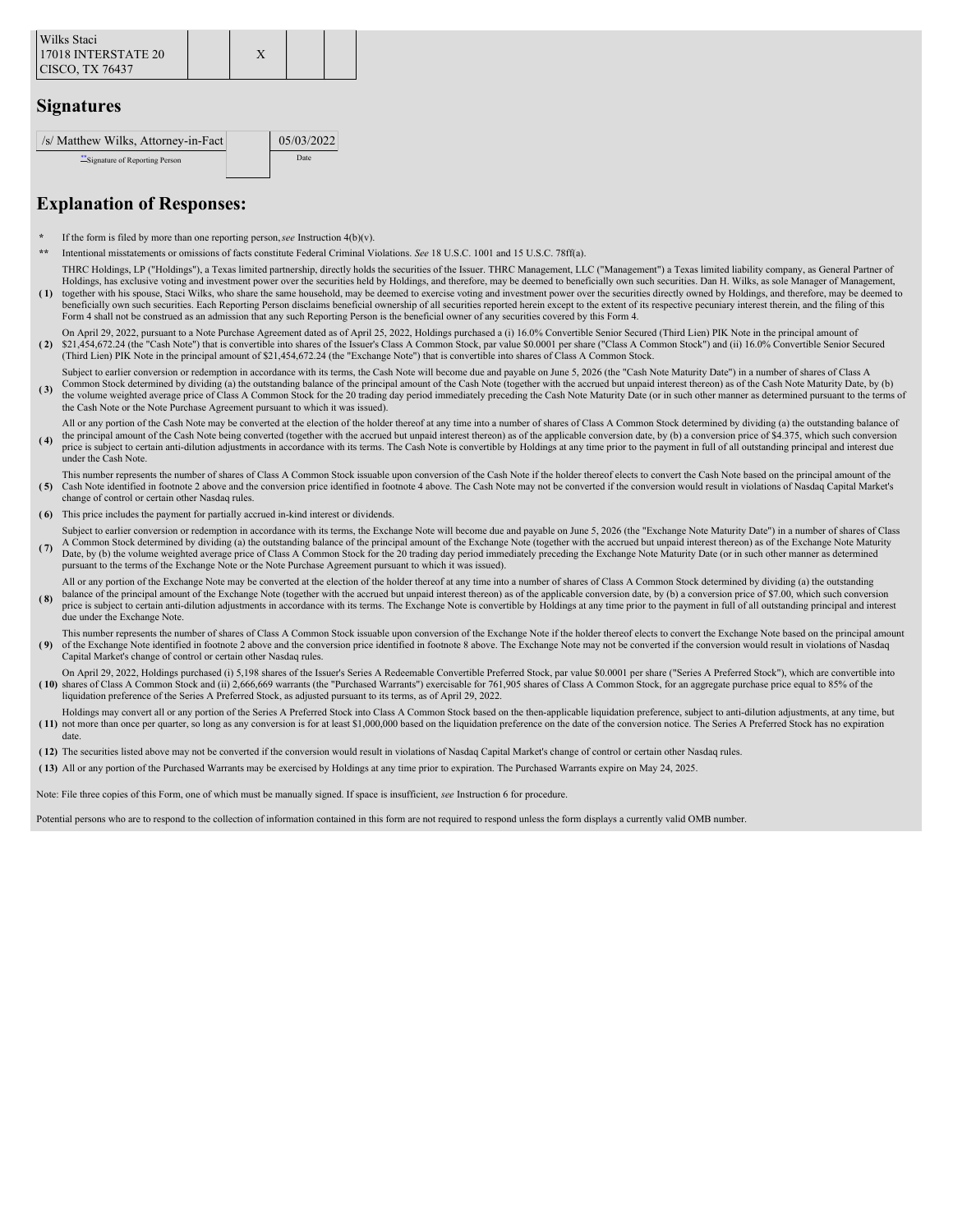| | | | | |
|---|---|---|---|---|
| Wilks Staci<br>17018 INTERSTATE 20<br>CISCO, TX 76437 | | X | | |

## Signatures

| | |
|---|---|
| /s/ Matthew Wilks, Attorney-in-Fact | 05/03/2022 |
| **Signature of Reporting Person | Date |

## Explanation of Responses:

\* If the form is filed by more than one reporting person, *see* Instruction 4(b)(v).

\*\* Intentional misstatements or omissions of facts constitute Federal Criminal Violations. *See* 18 U.S.C. 1001 and 15 U.S.C. 78ff(a).

(1) THRC Holdings, LP ("Holdings"), a Texas limited partnership, directly holds the securities of the Issuer. THRC Management, LLC ("Management") a Texas limited liability company, as General Partner of Holdings, has exclusive voting and investment power over the securities held by Holdings, and therefore, may be deemed to beneficially own such securities. Dan H. Wilks, as sole Manager of Management, together with his spouse, Staci Wilks, who share the same household, may be deemed to exercise voting and investment power over the securities directly owned by Holdings, and therefore, may be deemed to beneficially own such securities. Each Reporting Person disclaims beneficial ownership of all securities reported herein except to the extent of its respective pecuniary interest therein, and the filing of this Form 4 shall not be construed as an admission that any such Reporting Person is the beneficial owner of any securities covered by this Form 4.

(2) On April 29, 2022, pursuant to a Note Purchase Agreement dated as of April 25, 2022, Holdings purchased a (i) 16.0% Convertible Senior Secured (Third Lien) PIK Note in the principal amount of $21,454,672.24 (the "Cash Note") that is convertible into shares of the Issuer's Class A Common Stock, par value $0.0001 per share ("Class A Common Stock") and (ii) 16.0% Convertible Senior Secured (Third Lien) PIK Note in the principal amount of $21,454,672.24 (the "Exchange Note") that is convertible into shares of Class A Common Stock.

(3) Subject to earlier conversion or redemption in accordance with its terms, the Cash Note will become due and payable on June 5, 2026 (the "Cash Note Maturity Date") in a number of shares of Class A Common Stock determined by dividing (a) the outstanding balance of the principal amount of the Cash Note (together with the accrued but unpaid interest thereon) as of the Cash Note Maturity Date, by (b) the volume weighted average price of Class A Common Stock for the 20 trading day period immediately preceding the Cash Note Maturity Date (or in such other manner as determined pursuant to the terms of the Cash Note or the Note Purchase Agreement pursuant to which it was issued).

(4) All or any portion of the Cash Note may be converted at the election of the holder thereof at any time into a number of shares of Class A Common Stock determined by dividing (a) the outstanding balance of the principal amount of the Cash Note being converted (together with the accrued but unpaid interest thereon) as of the applicable conversion date, by (b) a conversion price of $4.375, which such conversion price is subject to certain anti-dilution adjustments in accordance with its terms. The Cash Note is convertible by Holdings at any time prior to the payment in full of all outstanding principal and interest due under the Cash Note.

(5) This number represents the number of shares of Class A Common Stock issuable upon conversion of the Cash Note if the holder thereof elects to convert the Cash Note based on the principal amount of the Cash Note identified in footnote 2 above and the conversion price identified in footnote 4 above. The Cash Note may not be converted if the conversion would result in violations of Nasdaq Capital Market's change of control or certain other Nasdaq rules.

(6) This price includes the payment for partially accrued in-kind interest or dividends.

(7) Subject to earlier conversion or redemption in accordance with its terms, the Exchange Note will become due and payable on June 5, 2026 (the "Exchange Note Maturity Date") in a number of shares of Class A Common Stock determined by dividing (a) the outstanding balance of the principal amount of the Exchange Note (together with the accrued but unpaid interest thereon) as of the Exchange Note Maturity Date, by (b) the volume weighted average price of Class A Common Stock for the 20 trading day period immediately preceding the Exchange Note Maturity Date (or in such other manner as determined pursuant to the terms of the Exchange Note or the Note Purchase Agreement pursuant to which it was issued).

(8) All or any portion of the Exchange Note may be converted at the election of the holder thereof at any time into a number of shares of Class A Common Stock determined by dividing (a) the outstanding balance of the principal amount of the Exchange Note (together with the accrued but unpaid interest thereon) as of the applicable conversion date, by (b) a conversion price of $7.00, which such conversion price is subject to certain anti-dilution adjustments in accordance with its terms. The Exchange Note is convertible by Holdings at any time prior to the payment in full of all outstanding principal and interest due under the Exchange Note.

(9) This number represents the number of shares of Class A Common Stock issuable upon conversion of the Exchange Note if the holder thereof elects to convert the Exchange Note based on the principal amount of the Exchange Note identified in footnote 2 above and the conversion price identified in footnote 8 above. The Exchange Note may not be converted if the conversion would result in violations of Nasdaq Capital Market's change of control or certain other Nasdaq rules.

(10) On April 29, 2022, Holdings purchased (i) 5,198 shares of the Issuer's Series A Redeemable Convertible Preferred Stock, par value $0.0001 per share ("Series A Preferred Stock"), which are convertible into shares of Class A Common Stock and (ii) 2,666,669 warrants (the "Purchased Warrants") exercisable for 761,905 shares of Class A Common Stock, for an aggregate purchase price equal to 85% of the liquidation preference of the Series A Preferred Stock, as adjusted pursuant to its terms, as of April 29, 2022.

(11) Holdings may convert all or any portion of the Series A Preferred Stock into Class A Common Stock based on the then-applicable liquidation preference, subject to anti-dilution adjustments, at any time, but not more than once per quarter, so long as any conversion is for at least $1,000,000 based on the liquidation preference on the date of the conversion notice. The Series A Preferred Stock has no expiration date.

(12) The securities listed above may not be converted if the conversion would result in violations of Nasdaq Capital Market's change of control or certain other Nasdaq rules.

(13) All or any portion of the Purchased Warrants may be exercised by Holdings at any time prior to expiration. The Purchased Warrants expire on May 24, 2025.

Note: File three copies of this Form, one of which must be manually signed. If space is insufficient, *see* Instruction 6 for procedure.

Potential persons who are to respond to the collection of information contained in this form are not required to respond unless the form displays a currently valid OMB number.